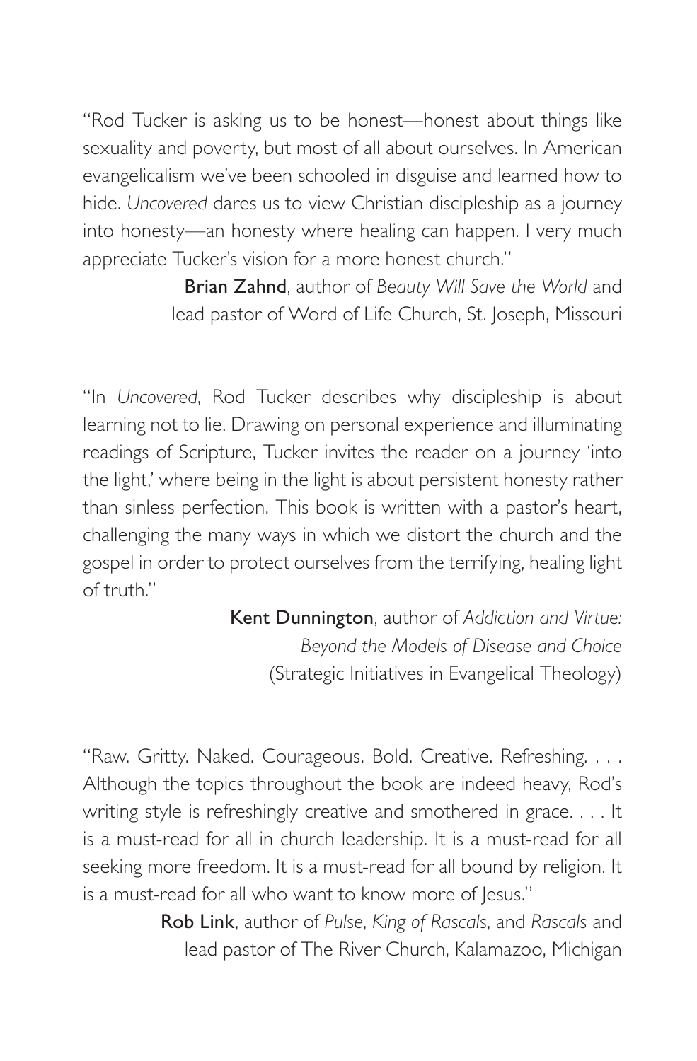"Rod Tucker is asking us to be honest—honest about things like sexuality and poverty, but most of all about ourselves. In American evangelicalism we've been schooled in disguise and learned how to hide. *Uncovered* dares us to view Christian discipleship as a journey into honesty—an honesty where healing can happen. I very much appreciate Tucker's vision for a more honest church."

**Brian Zahnd**, author of *Beauty Will Save the World* and lead pastor of Word of Life Church, St. Joseph, Missouri

"In *Uncovered*, Rod Tucker describes why discipleship is about learning not to lie. Drawing on personal experience and illuminating readings of Scripture, Tucker invites the reader on a journey 'into the light,' where being in the light is about persistent honesty rather than sinless perfection. This book is written with a pastor's heart, challenging the many ways in which we distort the church and the gospel in order to protect ourselves from the terrifying, healing light of truth."

**Kent Dunnington**, author of *Addiction and Virtue: Beyond the Models of Disease and Choice* (Strategic Initiatives in Evangelical Theology)

"Raw. Gritty. Naked. Courageous. Bold. Creative. Refreshing. . . . Although the topics throughout the book are indeed heavy, Rod's writing style is refreshingly creative and smothered in grace. . . . It is a must-read for all in church leadership. It is a must-read for all seeking more freedom. It is a must-read for all bound by religion. It is a must-read for all who want to know more of Jesus."

**Rob Link**, author of *Pulse*, *King of Rascals*, and *Rascals* and lead pastor of The River Church, Kalamazoo, Michigan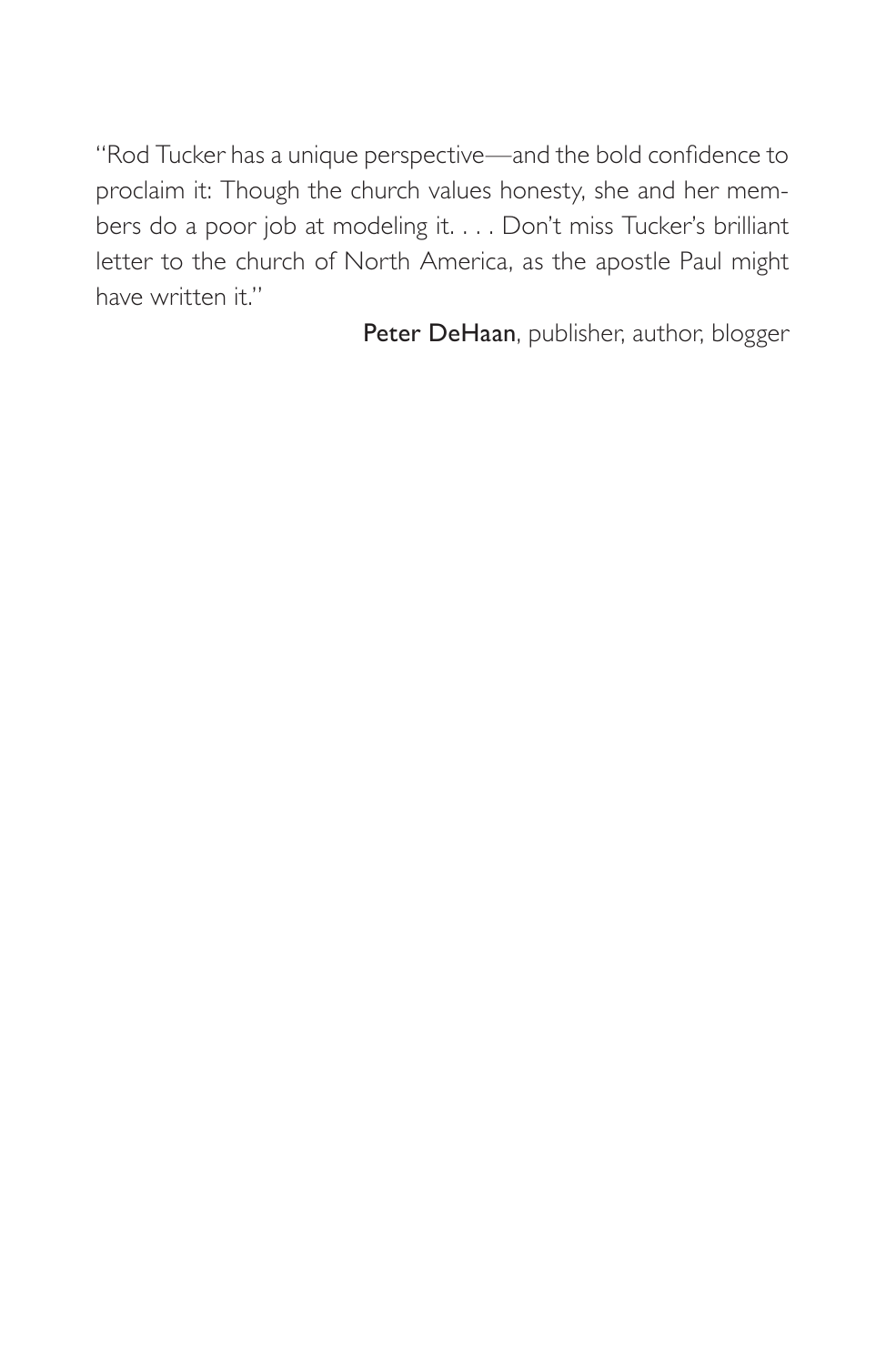"Rod Tucker has a unique perspective—and the bold confidence to proclaim it: Though the church values honesty, she and her members do a poor job at modeling it. . . . Don't miss Tucker's brilliant letter to the church of North America, as the apostle Paul might have written it."

**Peter DeHaan**, publisher, author, blogger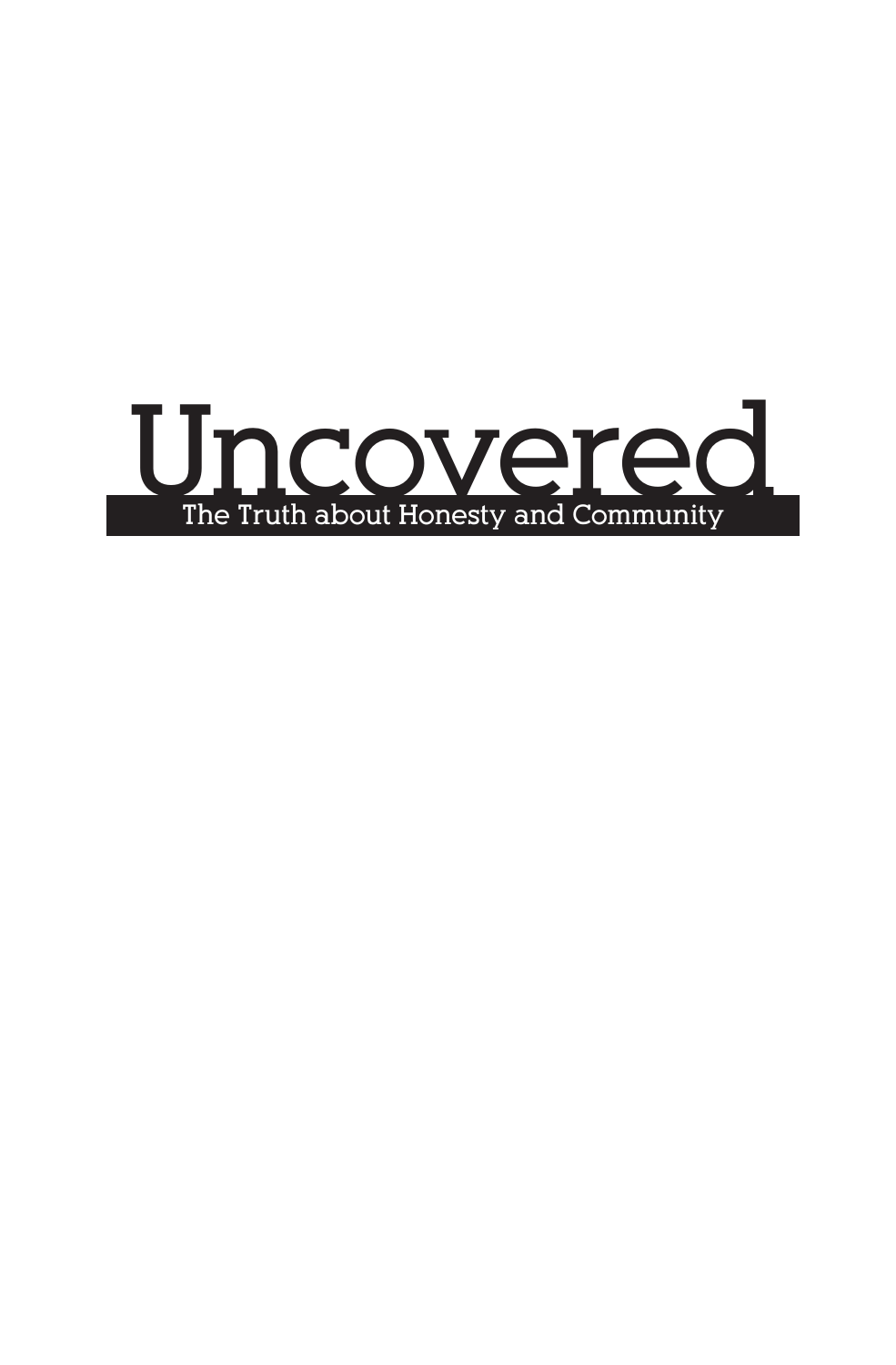# Uncovered

## The Truth about Honesty and Community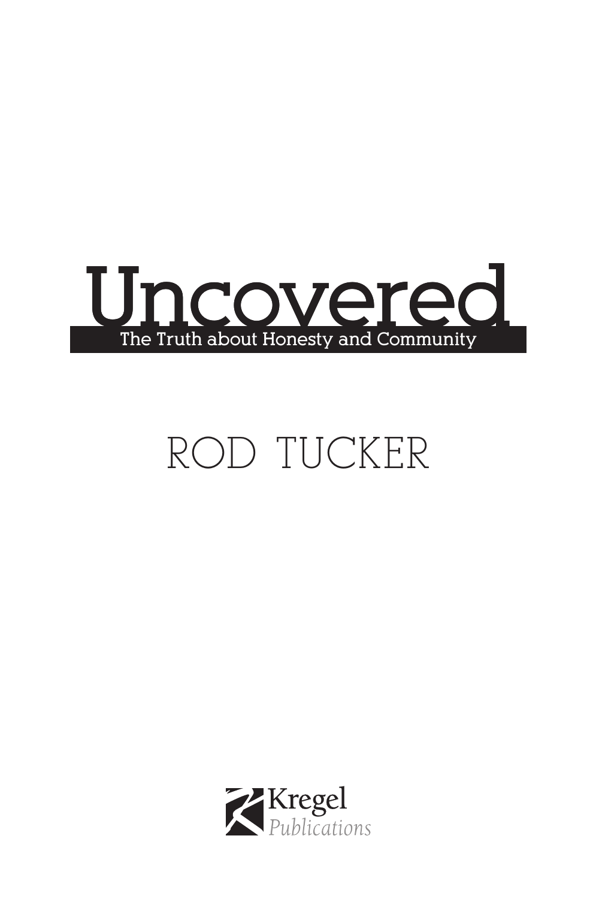# Uncovered

## The Truth about Honesty and Community

ROD TUCKER

Kregel
*Publications*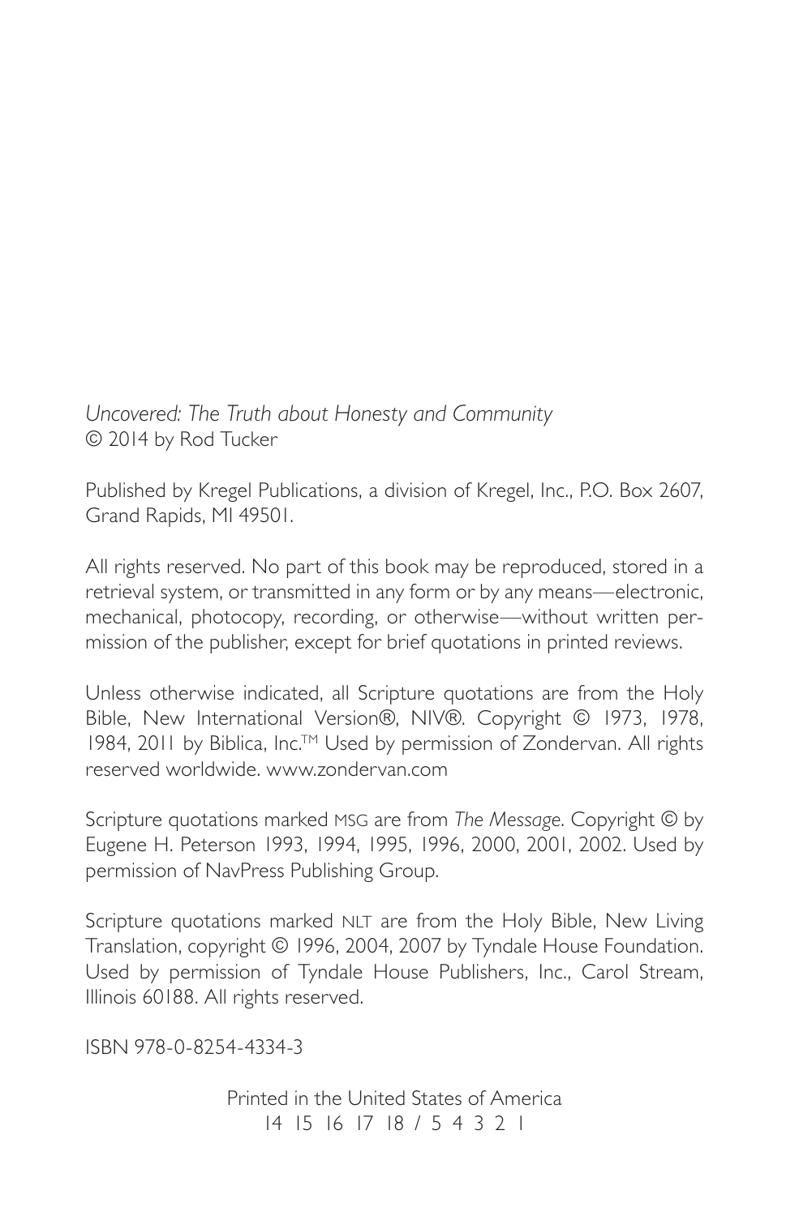*Uncovered: The Truth about Honesty and Community*
© 2014 by Rod Tucker

Published by Kregel Publications, a division of Kregel, Inc., P.O. Box 2607, Grand Rapids, MI 49501.

All rights reserved. No part of this book may be reproduced, stored in a retrieval system, or transmitted in any form or by any means—electronic, mechanical, photocopy, recording, or otherwise—without written permission of the publisher, except for brief quotations in printed reviews.

Unless otherwise indicated, all Scripture quotations are from the Holy Bible, New International Version®, NIV®. Copyright © 1973, 1978, 1984, 2011 by Biblica, Inc.™ Used by permission of Zondervan. All rights reserved worldwide. www.zondervan.com

Scripture quotations marked MSG are from *The Message*. Copyright © by Eugene H. Peterson 1993, 1994, 1995, 1996, 2000, 2001, 2002. Used by permission of NavPress Publishing Group.

Scripture quotations marked NLT are from the Holy Bible, New Living Translation, copyright © 1996, 2004, 2007 by Tyndale House Foundation. Used by permission of Tyndale House Publishers, Inc., Carol Stream, Illinois 60188. All rights reserved.

ISBN 978-0-8254-4334-3

Printed in the United States of America
14 15 16 17 18 / 5 4 3 2 1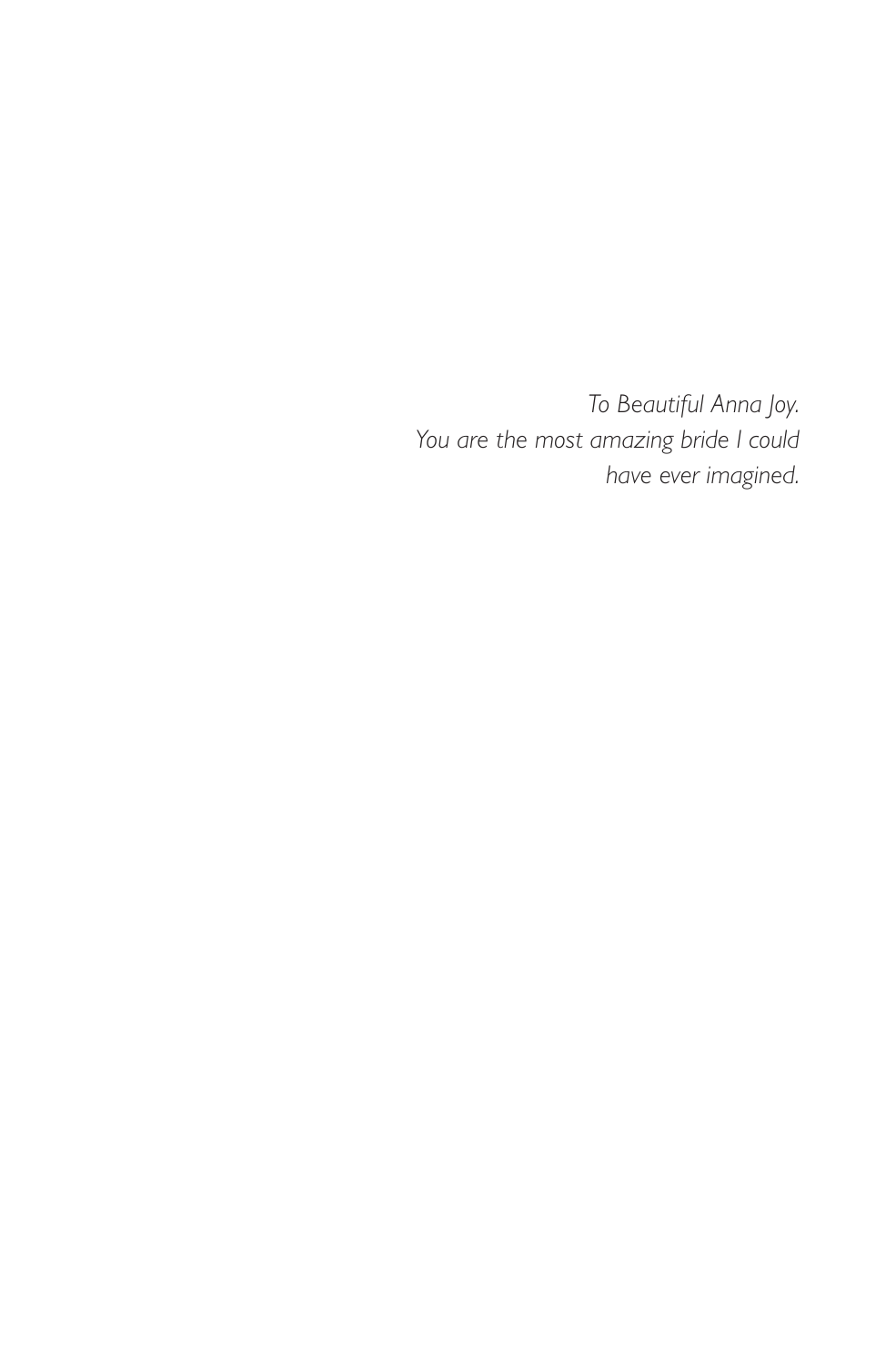*To Beautiful Anna Joy.*
*You are the most amazing bride I could have ever imagined.*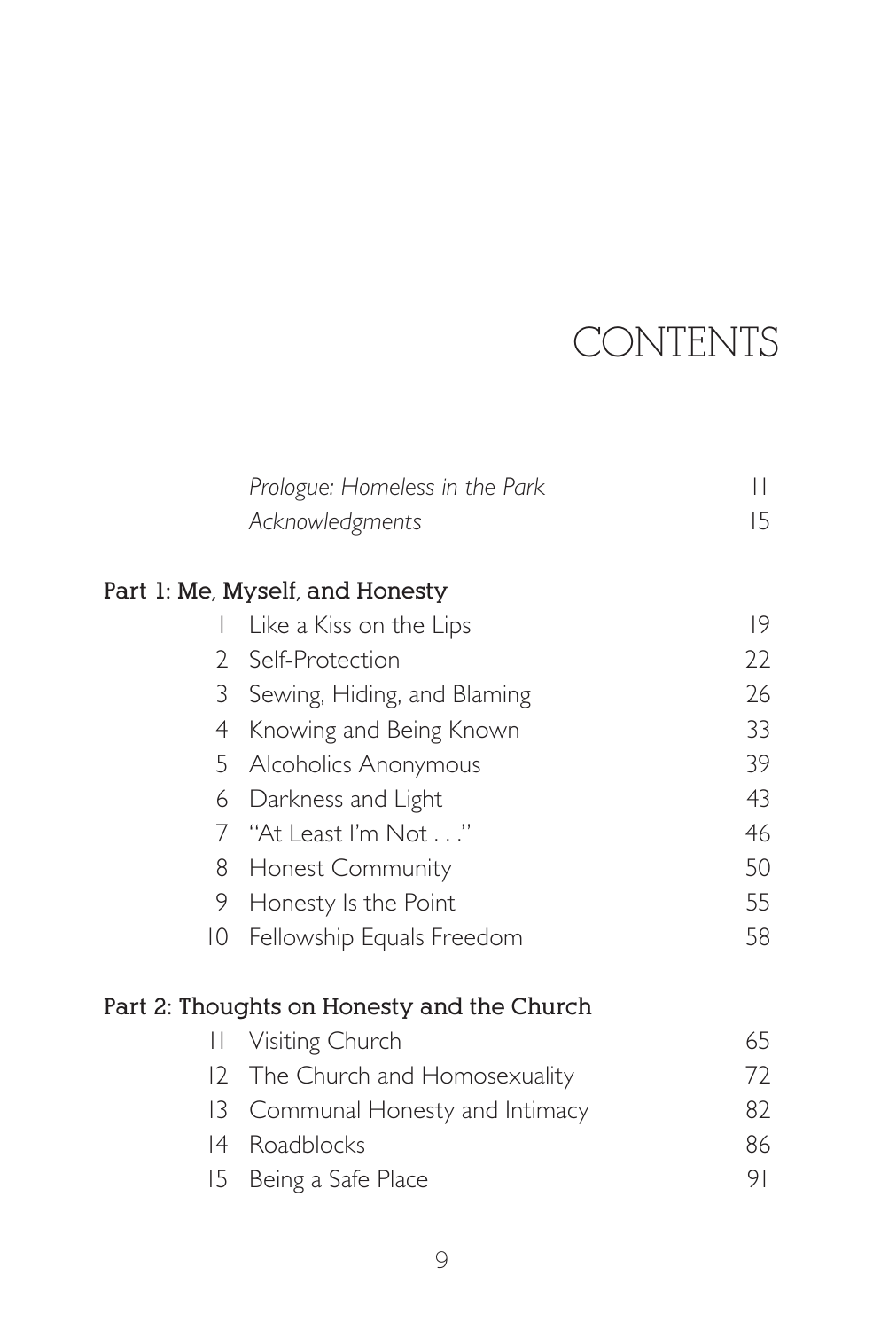# CONTENTS

| | | |
|---|---|---|
| | *Prologue: Homeless in the Park* | 11 |
| | *Acknowledgments* | 15 |

## Part 1: Me, Myself, and Honesty

| | | |
|---|---|---|
| 1 | Like a Kiss on the Lips | 19 |
| 2 | Self-Protection | 22 |
| 3 | Sewing, Hiding, and Blaming | 26 |
| 4 | Knowing and Being Known | 33 |
| 5 | Alcoholics Anonymous | 39 |
| 6 | Darkness and Light | 43 |
| 7 | "At Least I'm Not . . ." | 46 |
| 8 | Honest Community | 50 |
| 9 | Honesty Is the Point | 55 |
| 10 | Fellowship Equals Freedom | 58 |

## Part 2: Thoughts on Honesty and the Church

| | | |
|---|---|---|
| 11 | Visiting Church | 65 |
| 12 | The Church and Homosexuality | 72 |
| 13 | Communal Honesty and Intimacy | 82 |
| 14 | Roadblocks | 86 |
| 15 | Being a Safe Place | 91 |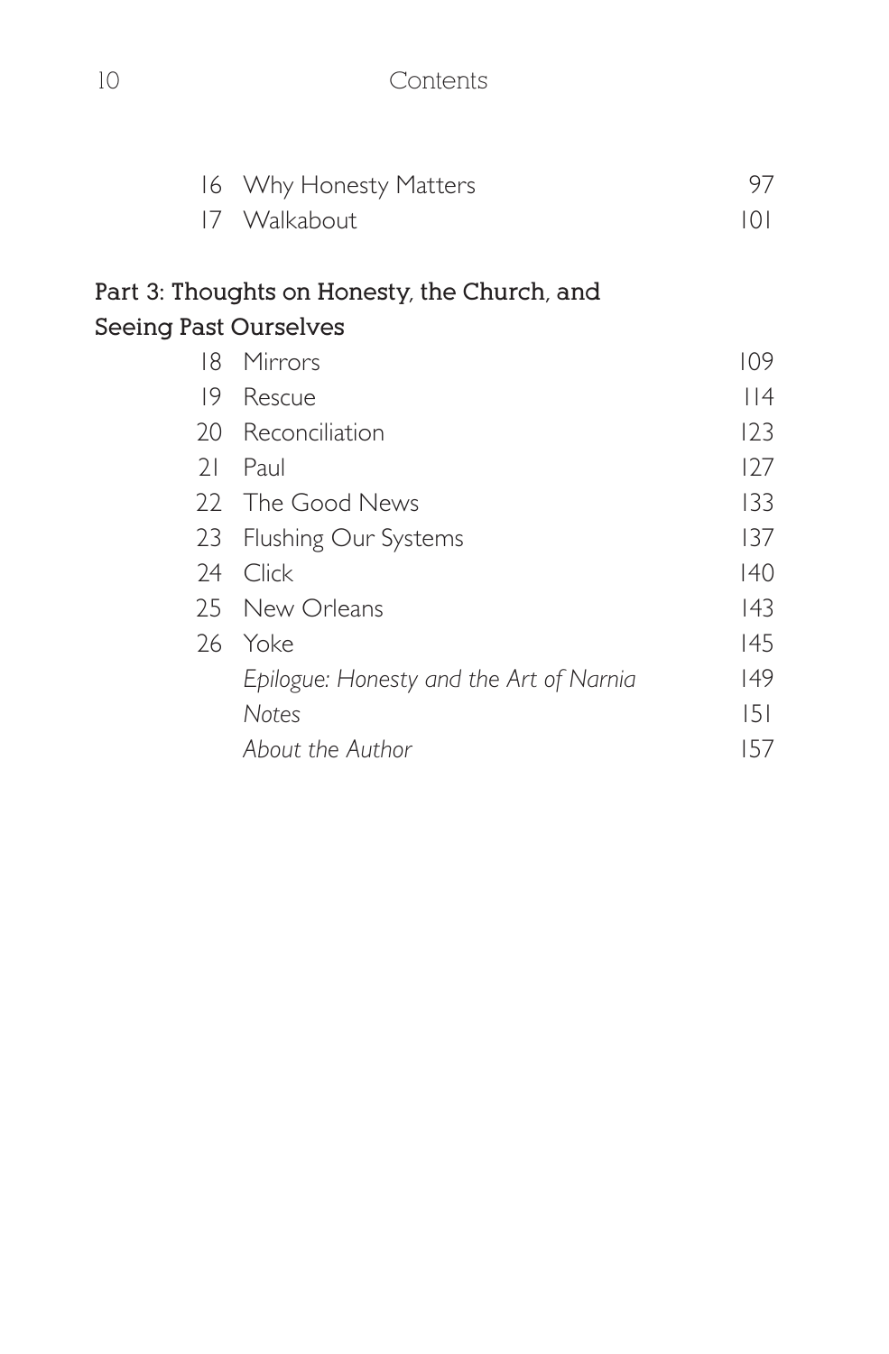| | | |
|---|---|---|
| 16 | Why Honesty Matters | 97 |
| 17 | Walkabout | 101 |

**Part 3: Thoughts on Honesty, the Church, and Seeing Past Ourselves**

| | | |
|---|---|---|
| 18 | Mirrors | 109 |
| 19 | Rescue | 114 |
| 20 | Reconciliation | 123 |
| 21 | Paul | 127 |
| 22 | The Good News | 133 |
| 23 | Flushing Our Systems | 137 |
| 24 | Click | 140 |
| 25 | New Orleans | 143 |
| 26 | Yoke | 145 |
| | *Epilogue: Honesty and the Art of Narnia* | 149 |
| | *Notes* | 151 |
| | *About the Author* | 157 |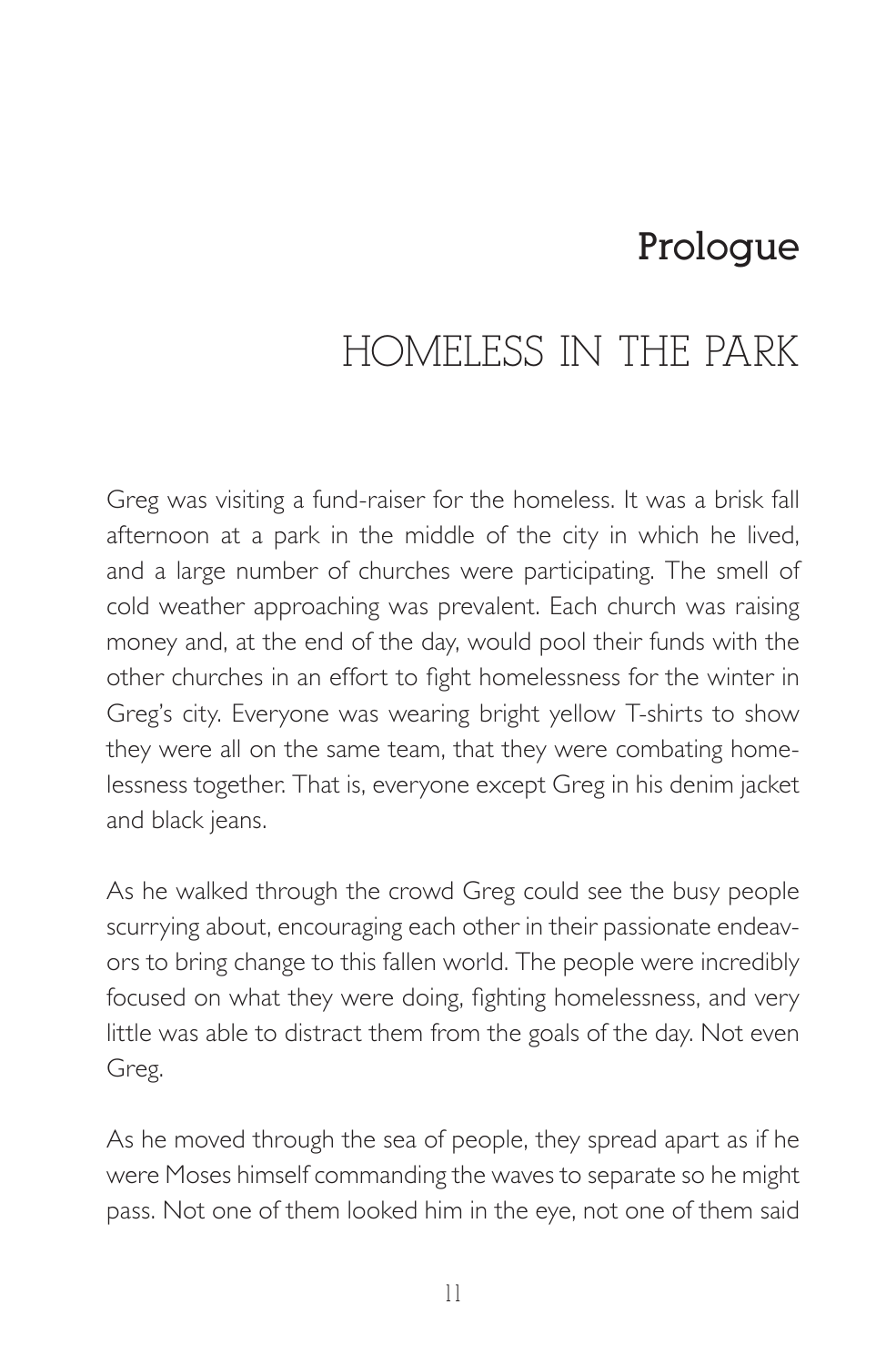# Prologue

## HOMELESS IN THE PARK

Greg was visiting a fund-raiser for the homeless. It was a brisk fall afternoon at a park in the middle of the city in which he lived, and a large number of churches were participating. The smell of cold weather approaching was prevalent. Each church was raising money and, at the end of the day, would pool their funds with the other churches in an effort to fight homelessness for the winter in Greg's city. Everyone was wearing bright yellow T-shirts to show they were all on the same team, that they were combating homelessness together. That is, everyone except Greg in his denim jacket and black jeans.

As he walked through the crowd Greg could see the busy people scurrying about, encouraging each other in their passionate endeavors to bring change to this fallen world. The people were incredibly focused on what they were doing, fighting homelessness, and very little was able to distract them from the goals of the day. Not even Greg.

As he moved through the sea of people, they spread apart as if he were Moses himself commanding the waves to separate so he might pass. Not one of them looked him in the eye, not one of them said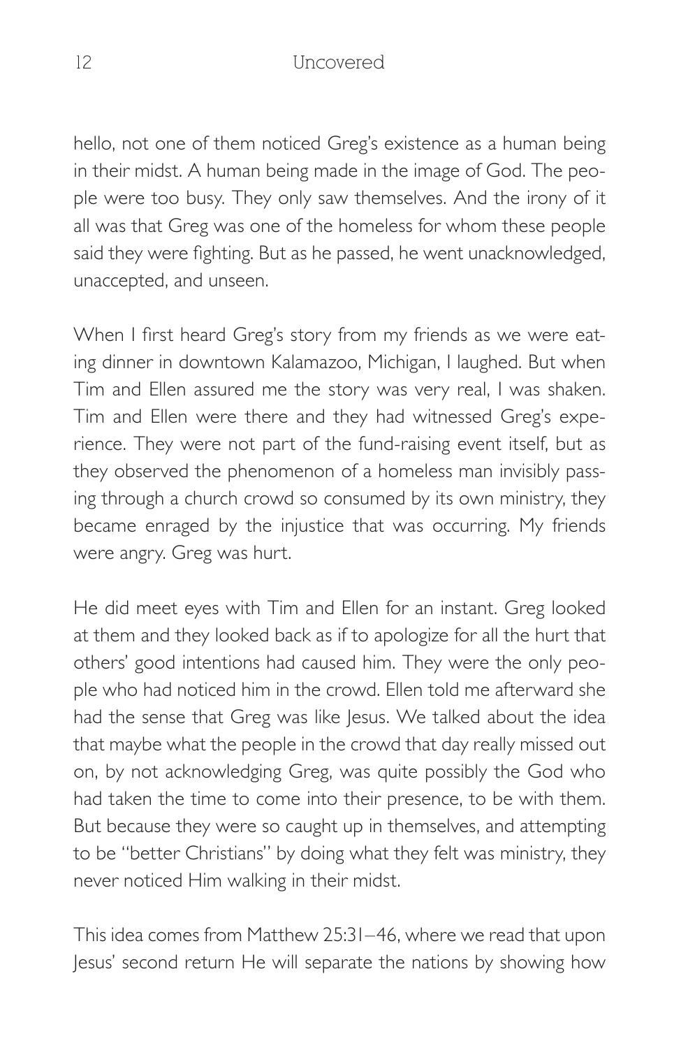hello, not one of them noticed Greg's existence as a human being in their midst. A human being made in the image of God. The people were too busy. They only saw themselves. And the irony of it all was that Greg was one of the homeless for whom these people said they were fighting. But as he passed, he went unacknowledged, unaccepted, and unseen.

When I first heard Greg's story from my friends as we were eating dinner in downtown Kalamazoo, Michigan, I laughed. But when Tim and Ellen assured me the story was very real, I was shaken. Tim and Ellen were there and they had witnessed Greg's experience. They were not part of the fund-raising event itself, but as they observed the phenomenon of a homeless man invisibly passing through a church crowd so consumed by its own ministry, they became enraged by the injustice that was occurring. My friends were angry. Greg was hurt.

He did meet eyes with Tim and Ellen for an instant. Greg looked at them and they looked back as if to apologize for all the hurt that others' good intentions had caused him. They were the only people who had noticed him in the crowd. Ellen told me afterward she had the sense that Greg was like Jesus. We talked about the idea that maybe what the people in the crowd that day really missed out on, by not acknowledging Greg, was quite possibly the God who had taken the time to come into their presence, to be with them. But because they were so caught up in themselves, and attempting to be "better Christians" by doing what they felt was ministry, they never noticed Him walking in their midst.

This idea comes from Matthew 25:31–46, where we read that upon Jesus' second return He will separate the nations by showing how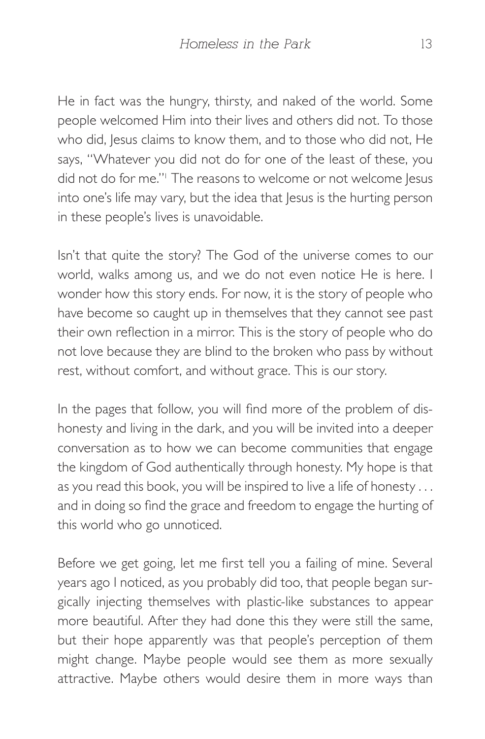He in fact was the hungry, thirsty, and naked of the world. Some people welcomed Him into their lives and others did not. To those who did, Jesus claims to know them, and to those who did not, He says, "Whatever you did not do for one of the least of these, you did not do for me."[1] The reasons to welcome or not welcome Jesus into one's life may vary, but the idea that Jesus is the hurting person in these people's lives is unavoidable.

Isn't that quite the story? The God of the universe comes to our world, walks among us, and we do not even notice He is here. I wonder how this story ends. For now, it is the story of people who have become so caught up in themselves that they cannot see past their own reflection in a mirror. This is the story of people who do not love because they are blind to the broken who pass by without rest, without comfort, and without grace. This is our story.

In the pages that follow, you will find more of the problem of dishonesty and living in the dark, and you will be invited into a deeper conversation as to how we can become communities that engage the kingdom of God authentically through honesty. My hope is that as you read this book, you will be inspired to live a life of honesty . . . and in doing so find the grace and freedom to engage the hurting of this world who go unnoticed.

Before we get going, let me first tell you a failing of mine. Several years ago I noticed, as you probably did too, that people began surgically injecting themselves with plastic-like substances to appear more beautiful. After they had done this they were still the same, but their hope apparently was that people's perception of them might change. Maybe people would see them as more sexually attractive. Maybe others would desire them in more ways than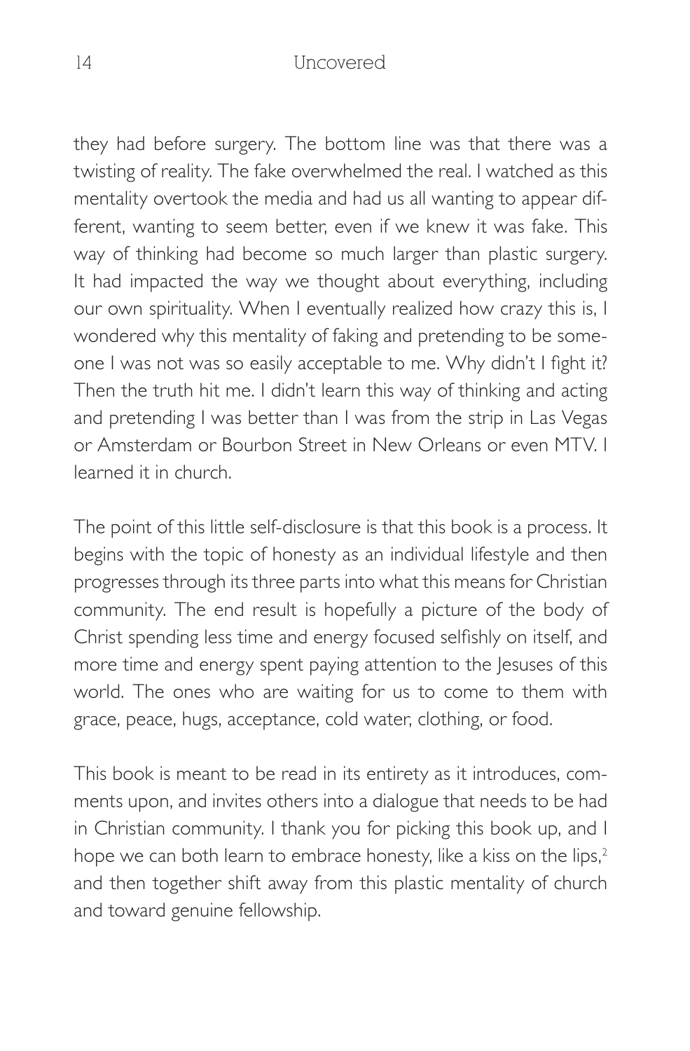they had before surgery. The bottom line was that there was a twisting of reality. The fake overwhelmed the real. I watched as this mentality overtook the media and had us all wanting to appear different, wanting to seem better, even if we knew it was fake. This way of thinking had become so much larger than plastic surgery. It had impacted the way we thought about everything, including our own spirituality. When I eventually realized how crazy this is, I wondered why this mentality of faking and pretending to be someone I was not was so easily acceptable to me. Why didn't I fight it? Then the truth hit me. I didn't learn this way of thinking and acting and pretending I was better than I was from the strip in Las Vegas or Amsterdam or Bourbon Street in New Orleans or even MTV. I learned it in church.

The point of this little self-disclosure is that this book is a process. It begins with the topic of honesty as an individual lifestyle and then progresses through its three parts into what this means for Christian community. The end result is hopefully a picture of the body of Christ spending less time and energy focused selfishly on itself, and more time and energy spent paying attention to the Jesuses of this world. The ones who are waiting for us to come to them with grace, peace, hugs, acceptance, cold water, clothing, or food.

This book is meant to be read in its entirety as it introduces, comments upon, and invites others into a dialogue that needs to be had in Christian community. I thank you for picking this book up, and I hope we can both learn to embrace honesty, like a kiss on the lips,[2] and then together shift away from this plastic mentality of church and toward genuine fellowship.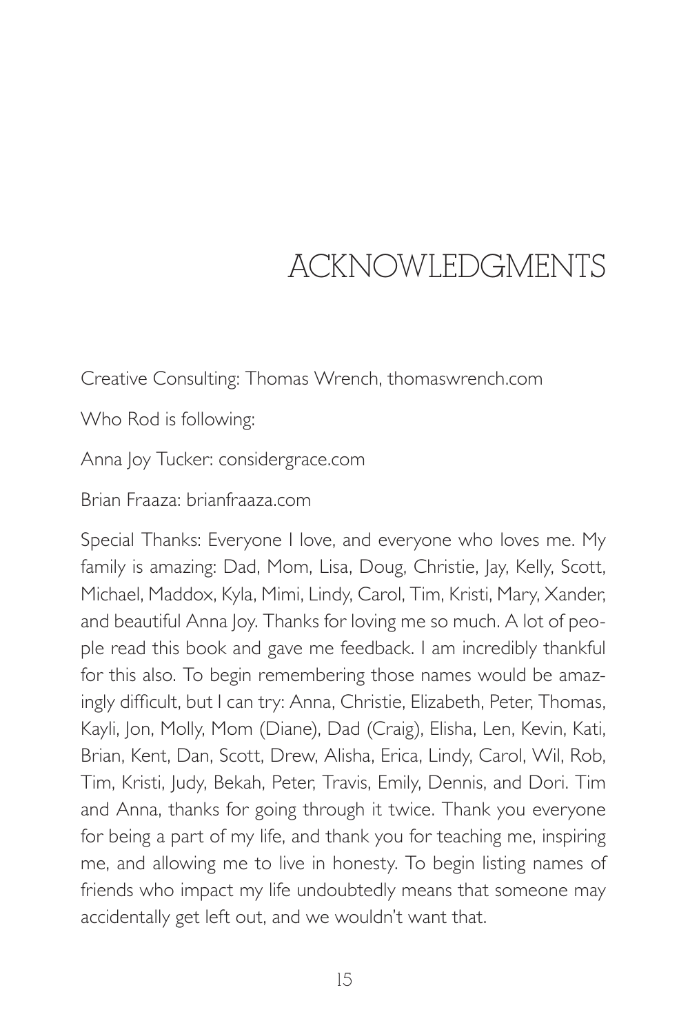# ACKNOWLEDGMENTS

Creative Consulting: Thomas Wrench, thomaswrench.com

Who Rod is following:

Anna Joy Tucker: considergrace.com

Brian Fraaza: brianfraaza.com

Special Thanks: Everyone I love, and everyone who loves me. My family is amazing: Dad, Mom, Lisa, Doug, Christie, Jay, Kelly, Scott, Michael, Maddox, Kyla, Mimi, Lindy, Carol, Tim, Kristi, Mary, Xander, and beautiful Anna Joy. Thanks for loving me so much. A lot of people read this book and gave me feedback. I am incredibly thankful for this also. To begin remembering those names would be amazingly difficult, but I can try: Anna, Christie, Elizabeth, Peter, Thomas, Kayli, Jon, Molly, Mom (Diane), Dad (Craig), Elisha, Len, Kevin, Kati, Brian, Kent, Dan, Scott, Drew, Alisha, Erica, Lindy, Carol, Wil, Rob, Tim, Kristi, Judy, Bekah, Peter, Travis, Emily, Dennis, and Dori. Tim and Anna, thanks for going through it twice. Thank you everyone for being a part of my life, and thank you for teaching me, inspiring me, and allowing me to live in honesty. To begin listing names of friends who impact my life undoubtedly means that someone may accidentally get left out, and we wouldn't want that.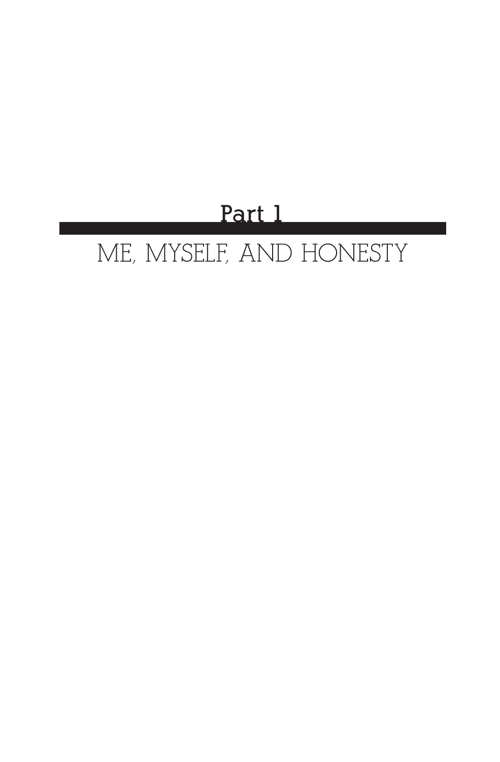# Part 1

# ME, MYSELF, AND HONESTY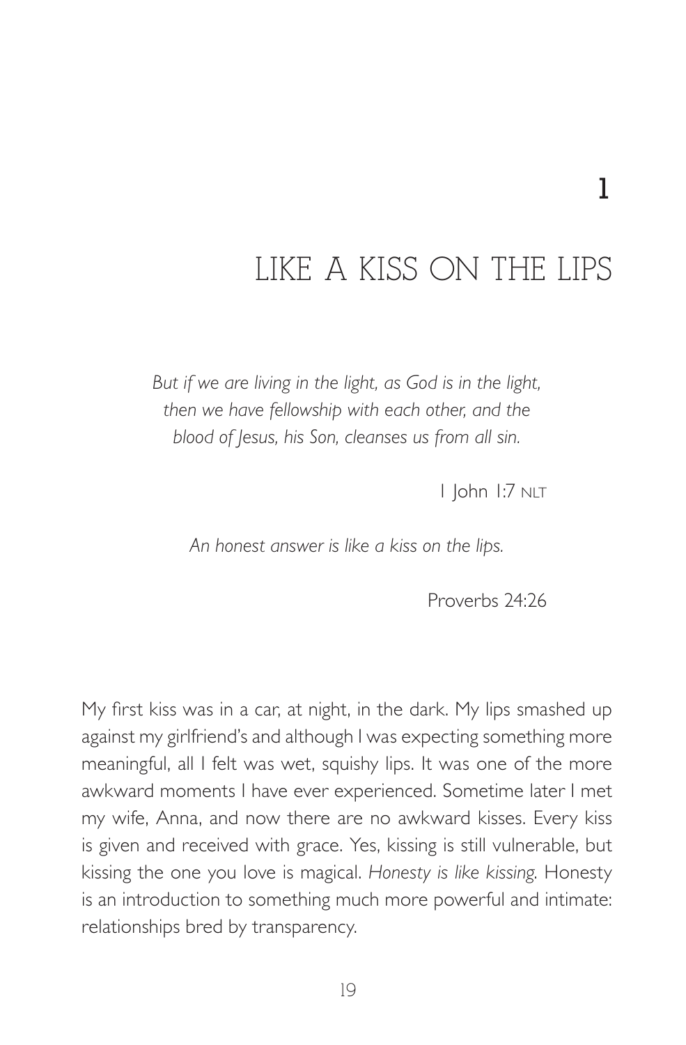# 1

# LIKE A KISS ON THE LIPS

*But if we are living in the light, as God is in the light, then we have fellowship with each other, and the blood of Jesus, his Son, cleanses us from all sin.*

1 John 1:7 NLT

*An honest answer is like a kiss on the lips.*

Proverbs 24:26

My first kiss was in a car, at night, in the dark. My lips smashed up against my girlfriend's and although I was expecting something more meaningful, all I felt was wet, squishy lips. It was one of the more awkward moments I have ever experienced. Sometime later I met my wife, Anna, and now there are no awkward kisses. Every kiss is given and received with grace. Yes, kissing is still vulnerable, but kissing the one you love is magical. *Honesty is like kissing.* Honesty is an introduction to something much more powerful and intimate: relationships bred by transparency.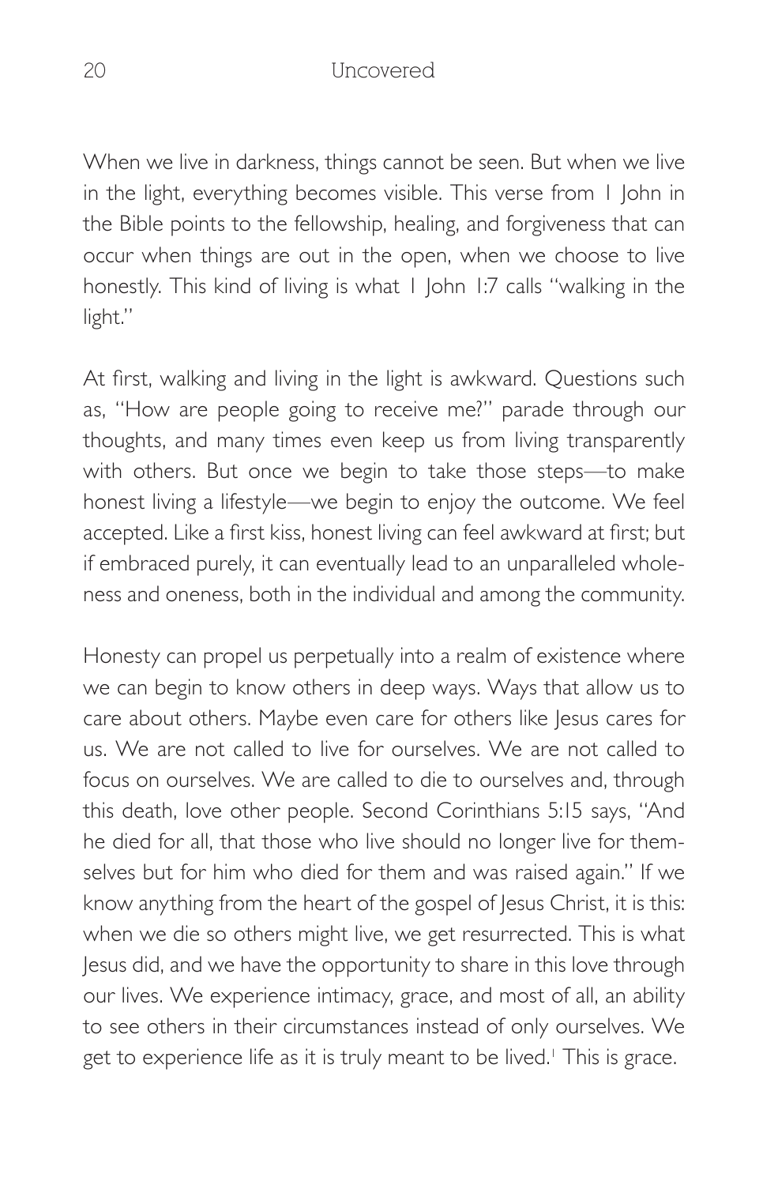When we live in darkness, things cannot be seen. But when we live in the light, everything becomes visible. This verse from 1 John in the Bible points to the fellowship, healing, and forgiveness that can occur when things are out in the open, when we choose to live honestly. This kind of living is what 1 John 1:7 calls "walking in the light."

At first, walking and living in the light is awkward. Questions such as, "How are people going to receive me?" parade through our thoughts, and many times even keep us from living transparently with others. But once we begin to take those steps—to make honest living a lifestyle—we begin to enjoy the outcome. We feel accepted. Like a first kiss, honest living can feel awkward at first; but if embraced purely, it can eventually lead to an unparalleled wholeness and oneness, both in the individual and among the community.

Honesty can propel us perpetually into a realm of existence where we can begin to know others in deep ways. Ways that allow us to care about others. Maybe even care for others like Jesus cares for us. We are not called to live for ourselves. We are not called to focus on ourselves. We are called to die to ourselves and, through this death, love other people. Second Corinthians 5:15 says, "And he died for all, that those who live should no longer live for themselves but for him who died for them and was raised again." If we know anything from the heart of the gospel of Jesus Christ, it is this: when we die so others might live, we get resurrected. This is what Jesus did, and we have the opportunity to share in this love through our lives. We experience intimacy, grace, and most of all, an ability to see others in their circumstances instead of only ourselves. We get to experience life as it is truly meant to be lived.[1] This is grace.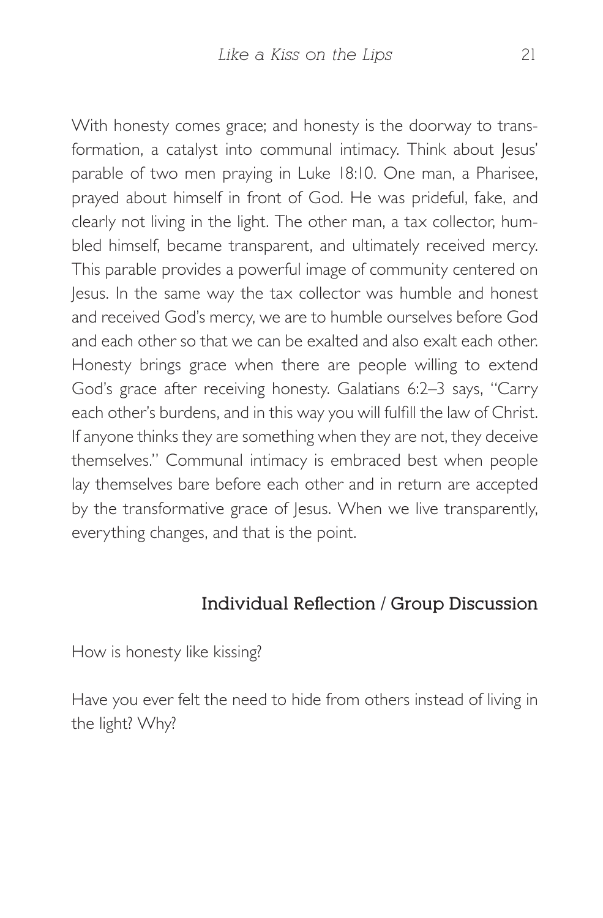With honesty comes grace; and honesty is the doorway to transformation, a catalyst into communal intimacy. Think about Jesus' parable of two men praying in Luke 18:10. One man, a Pharisee, prayed about himself in front of God. He was prideful, fake, and clearly not living in the light. The other man, a tax collector, humbled himself, became transparent, and ultimately received mercy. This parable provides a powerful image of community centered on Jesus. In the same way the tax collector was humble and honest and received God's mercy, we are to humble ourselves before God and each other so that we can be exalted and also exalt each other. Honesty brings grace when there are people willing to extend God's grace after receiving honesty. Galatians 6:2–3 says, "Carry each other's burdens, and in this way you will fulfill the law of Christ. If anyone thinks they are something when they are not, they deceive themselves." Communal intimacy is embraced best when people lay themselves bare before each other and in return are accepted by the transformative grace of Jesus. When we live transparently, everything changes, and that is the point.

### Individual Reflection / Group Discussion

How is honesty like kissing?

Have you ever felt the need to hide from others instead of living in the light? Why?